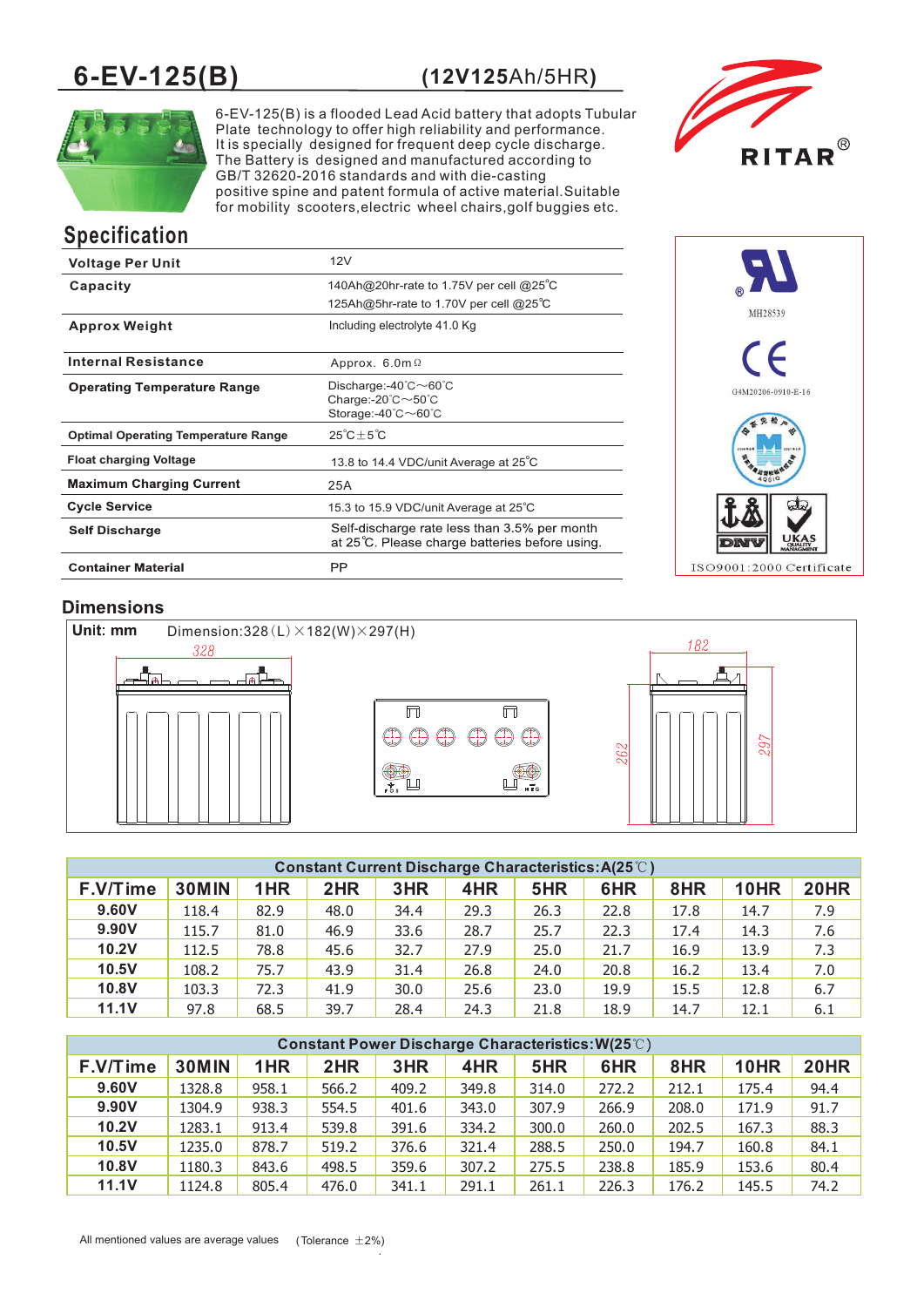# 6-EV-125(B) (12V125Ah/5HR)

RITAR®

6-EV-125(B) is a flooded Lead Acid battery that adopts Tubular Plate technology to offer high reliability and performance. It is specially designed for frequent deep cycle discharge. The Battery is designed and manufactured according to GB/T 32620-2016 standards and with die-casting positive spine and patent formula of active material.Suitable for mobility scooters,electric wheel chairs,golf buggies etc.

## Specification

| | |
|---|---|
| **Voltage Per Unit** | 12V |
| **Capacity** | 140Ah@20hr-rate to 1.75V per cell @25℃<br>125Ah@5hr-rate to 1.70V per cell @25℃ |
| **Approx Weight** | Including electrolyte 41.0 Kg |
| **Internal Resistance** | Approx. 6.0mΩ |
| **Operating Temperature Range** | Discharge:-40℃～60℃<br>Charge:-20℃～50℃<br>Storage:-40℃～60℃ |
| **Optimal Operating Temperature Range** | 25℃±5℃ |
| **Float charging Voltage** | 13.8 to 14.4 VDC/unit Average at 25℃ |
| **Maximum Charging Current** | 25A |
| **Cycle Service** | 15.3 to 15.9 VDC/unit Average at 25℃ |
| **Self Discharge** | Self-discharge rate less than 3.5% per month at 25℃. Please charge batteries before using. |
| **Container Material** | PP |

MH28539

G4M20206-0910-E-16

ISO9001:2000 Certificate

## Dimensions

**Unit: mm** Dimension:328(L)×182(W)×297(H)

328 182 262 297

| Constant Current Discharge Characteristics:A(25℃) | | | | | | | | | | |
|---|---|---|---|---|---|---|---|---|---|---|
| **F.V/Time** | **30MIN** | **1HR** | **2HR** | **3HR** | **4HR** | **5HR** | **6HR** | **8HR** | **10HR** | **20HR** |
| **9.60V** | 118.4 | 82.9 | 48.0 | 34.4 | 29.3 | 26.3 | 22.8 | 17.8 | 14.7 | 7.9 |
| **9.90V** | 115.7 | 81.0 | 46.9 | 33.6 | 28.7 | 25.7 | 22.3 | 17.4 | 14.3 | 7.6 |
| **10.2V** | 112.5 | 78.8 | 45.6 | 32.7 | 27.9 | 25.0 | 21.7 | 16.9 | 13.9 | 7.3 |
| **10.5V** | 108.2 | 75.7 | 43.9 | 31.4 | 26.8 | 24.0 | 20.8 | 16.2 | 13.4 | 7.0 |
| **10.8V** | 103.3 | 72.3 | 41.9 | 30.0 | 25.6 | 23.0 | 19.9 | 15.5 | 12.8 | 6.7 |
| **11.1V** | 97.8 | 68.5 | 39.7 | 28.4 | 24.3 | 21.8 | 18.9 | 14.7 | 12.1 | 6.1 |

| Constant Power Discharge Characteristics:W(25℃) | | | | | | | | | | |
|---|---|---|---|---|---|---|---|---|---|---|
| **F.V/Time** | **30MIN** | **1HR** | **2HR** | **3HR** | **4HR** | **5HR** | **6HR** | **8HR** | **10HR** | **20HR** |
| **9.60V** | 1328.8 | 958.1 | 566.2 | 409.2 | 349.8 | 314.0 | 272.2 | 212.1 | 175.4 | 94.4 |
| **9.90V** | 1304.9 | 938.3 | 554.5 | 401.6 | 343.0 | 307.9 | 266.9 | 208.0 | 171.9 | 91.7 |
| **10.2V** | 1283.1 | 913.4 | 539.8 | 391.6 | 334.2 | 300.0 | 260.0 | 202.5 | 167.3 | 88.3 |
| **10.5V** | 1235.0 | 878.7 | 519.2 | 376.6 | 321.4 | 288.5 | 250.0 | 194.7 | 160.8 | 84.1 |
| **10.8V** | 1180.3 | 843.6 | 498.5 | 359.6 | 307.2 | 275.5 | 238.8 | 185.9 | 153.6 | 80.4 |
| **11.1V** | 1124.8 | 805.4 | 476.0 | 341.1 | 291.1 | 261.1 | 226.3 | 176.2 | 145.5 | 74.2 |

All mentioned values are average values (Tolerance ±2%)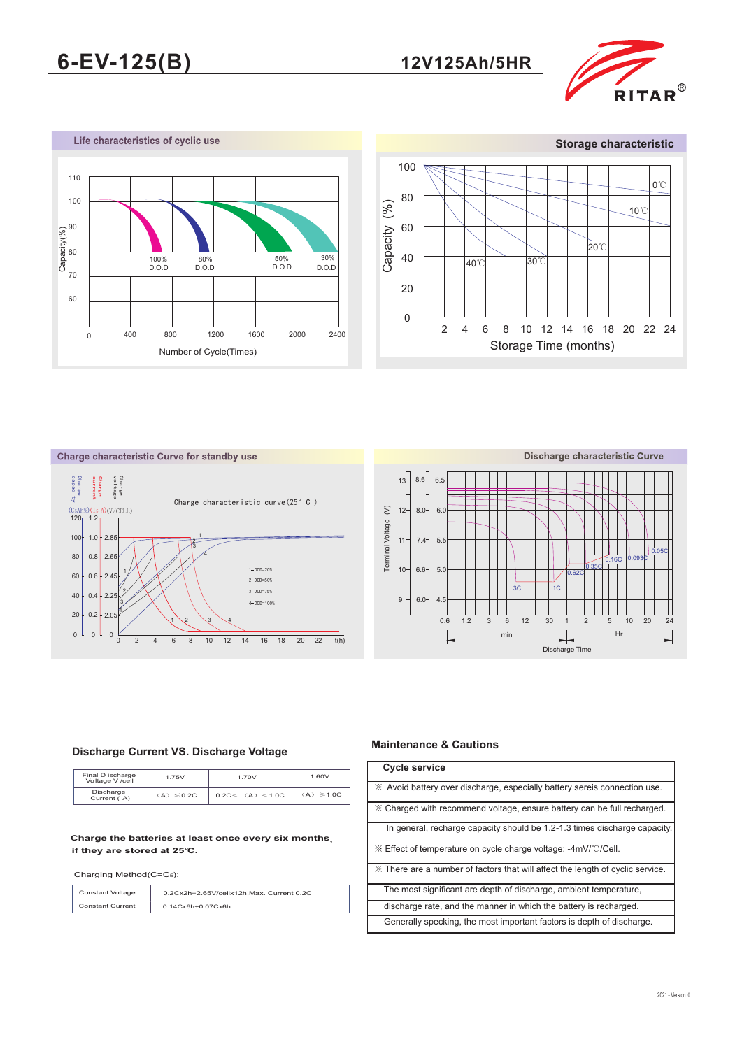# 6-EV-125(B)

## 12V125Ah/5HR

RITAR®

### Life characteristics of cyclic use

Capacity(%)
110
100
90
80
70
60
100% D.O.D
80% D.O.D
50% D.O.D
30% D.O.D
0
400
800
1200
1600
2000
2400
Number of Cycle(Times)

### Storage characteristic

Capacity (%)
100
80
60
40
20
0
0℃
10℃
20℃
30℃
40℃
2 4 6 8 10 12 14 16 18 20 22 24
Storage Time (months)

### Charge characteristic Curve for standby use

Charge capacity
Charge current
Charge voltage
(C5Ah%)(I: A)(V/CELL)
Charge characteristic curve(25° C )
120 1.2
100 1.0 2.85
80 0.8 2.65
60 0.6 2.45
40 0.4 2.25
20 0.2 2.05
0 0 0
1—DOD=20%
2—DOD=50%
3—DOD=75%
4—DOD=100%
0 2 4 6 8 10 12 14 16 18 20 22 t(h)

### Discharge characteristic Curve

Terminal Voltage (V)
13 8.6 6.5
12 8.0 6.0
11 7.4 5.5
10 6.6 5.0
9 6.0 4.5
0.05C
0.16C
0.093C
0.35C
0.62C
3C
1C
0.6 1.2 3 6 12 30 1 2 5 10 20 24
min
Hr
Discharge Time

### Discharge Current VS. Discharge Voltage

| Final D ischarge Voltage V /cell | 1.75V | 1.70V | 1.60V |
|---|---|---|---|
| Discharge Current ( A) | (A) ≤0.2C | 0.2C< (A) <1.0C | (A) ≥1.0C |

**Charge the batteries at least once every six months, if they are stored at 25℃.**

Charging Method(C=C5):

| | |
|---|---|
| Constant Voltage | 0.2Cx2h+2.65V/cellx12h,Max. Current 0.2C |
| Constant Current | 0.14Cx6h+0.07Cx6h |

### Maintenance & Cautions

**Cycle service**

※ Avoid battery over discharge, especially battery sereis connection use.

※ Charged with recommend voltage, ensure battery can be full recharged.
In general, recharge capacity should be 1.2-1.3 times discharge capacity.

※ Effect of temperature on cycle charge voltage: -4mV/℃/Cell.

※ There are a number of factors that will affect the length of cyclic service.
The most significant are depth of discharge, ambient temperature,
discharge rate, and the manner in which the battery is recharged.
Generally specking, the most important factors is depth of discharge.

2021 - Version 0